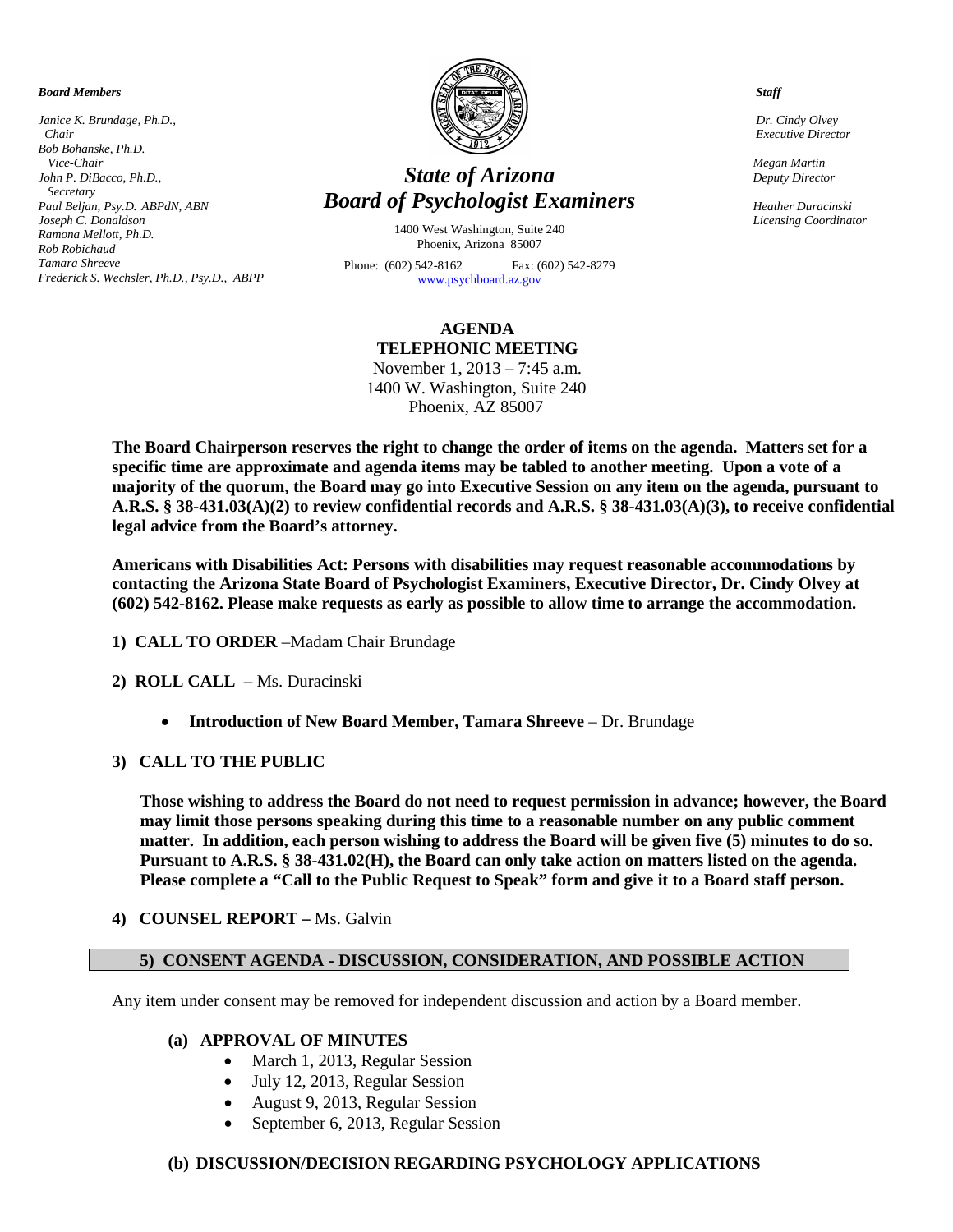***Board Members***

*Janice K. Brundage, Ph.D., Chair*
*Bob Bohanske, Ph.D. Vice-Chair*
*John P. DiBacco, Ph.D., Secretary*
*Paul Beljan, Psy.D. ABPdN, ABN*
*Joseph C. Donaldson*
*Ramona Mellott, Ph.D.*
*Rob Robichaud*
*Tamara Shreeve*
*Frederick S. Wechsler, Ph.D., Psy.D., ABPP*

# *State of Arizona*
# *Board of Psychologist Examiners*

1400 West Washington, Suite 240
Phoenix, Arizona 85007

Phone: (602) 542-8162 Fax: (602) 542-8279
www.psychboard.az.gov

***Staff***

*Dr. Cindy Olvey*
*Executive Director*

*Megan Martin*
*Deputy Director*

*Heather Duracinski*
*Licensing Coordinator*

**AGENDA**
**TELEPHONIC MEETING**
November 1, 2013 – 7:45 a.m.
1400 W. Washington, Suite 240
Phoenix, AZ 85007

**The Board Chairperson reserves the right to change the order of items on the agenda. Matters set for a specific time are approximate and agenda items may be tabled to another meeting. Upon a vote of a majority of the quorum, the Board may go into Executive Session on any item on the agenda, pursuant to A.R.S. § 38-431.03(A)(2) to review confidential records and A.R.S. § 38-431.03(A)(3), to receive confidential legal advice from the Board's attorney.**

**Americans with Disabilities Act: Persons with disabilities may request reasonable accommodations by contacting the Arizona State Board of Psychologist Examiners, Executive Director, Dr. Cindy Olvey at (602) 542-8162. Please make requests as early as possible to allow time to arrange the accommodation.**

1) **CALL TO ORDER** –Madam Chair Brundage

2) **ROLL CALL** – Ms. Duracinski

   - **Introduction of New Board Member, Tamara Shreeve** – Dr. Brundage

3) **CALL TO THE PUBLIC**

   **Those wishing to address the Board do not need to request permission in advance; however, the Board may limit those persons speaking during this time to a reasonable number on any public comment matter. In addition, each person wishing to address the Board will be given five (5) minutes to do so. Pursuant to A.R.S. § 38-431.02(H), the Board can only take action on matters listed on the agenda. Please complete a "Call to the Public Request to Speak" form and give it to a Board staff person.**

4) **COUNSEL REPORT –** Ms. Galvin

## 5) CONSENT AGENDA - DISCUSSION, CONSIDERATION, AND POSSIBLE ACTION

Any item under consent may be removed for independent discussion and action by a Board member.

**(a) APPROVAL OF MINUTES**
- March 1, 2013, Regular Session
- July 12, 2013, Regular Session
- August 9, 2013, Regular Session
- September 6, 2013, Regular Session

**(b) DISCUSSION/DECISION REGARDING PSYCHOLOGY APPLICATIONS**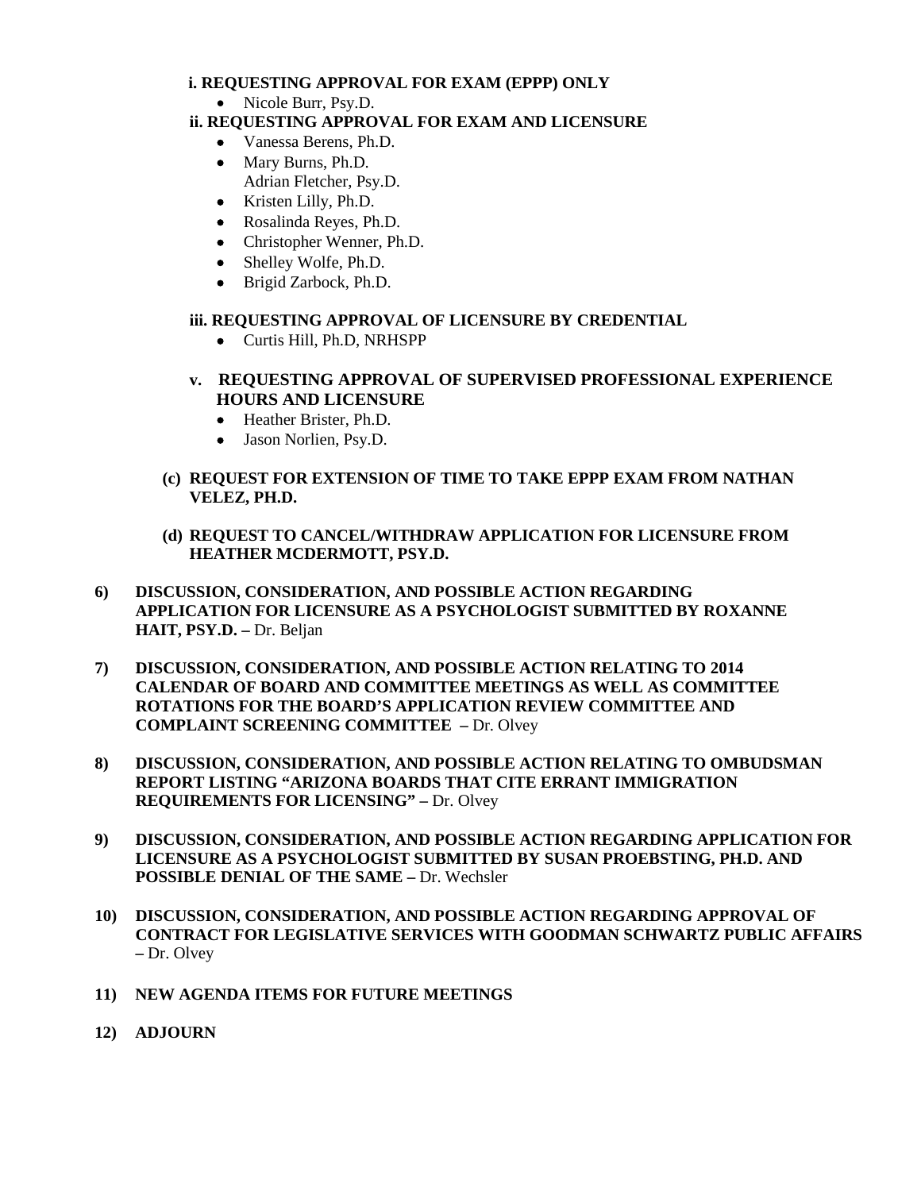**i. REQUESTING APPROVAL FOR EXAM (EPPP) ONLY**

- Nicole Burr, Psy.D.

**ii. REQUESTING APPROVAL FOR EXAM AND LICENSURE**

- Vanessa Berens, Ph.D.
- Mary Burns, Ph.D.
  Adrian Fletcher, Psy.D.
- Kristen Lilly, Ph.D.
- Rosalinda Reyes, Ph.D.
- Christopher Wenner, Ph.D.
- Shelley Wolfe, Ph.D.
- Brigid Zarbock, Ph.D.

**iii. REQUESTING APPROVAL OF LICENSURE BY CREDENTIAL**

- Curtis Hill, Ph.D, NRHSPP

**v. REQUESTING APPROVAL OF SUPERVISED PROFESSIONAL EXPERIENCE HOURS AND LICENSURE**

- Heather Brister, Ph.D.
- Jason Norlien, Psy.D.

**(c) REQUEST FOR EXTENSION OF TIME TO TAKE EPPP EXAM FROM NATHAN VELEZ, PH.D.**

**(d) REQUEST TO CANCEL/WITHDRAW APPLICATION FOR LICENSURE FROM HEATHER MCDERMOTT, PSY.D.**

**6) DISCUSSION, CONSIDERATION, AND POSSIBLE ACTION REGARDING APPLICATION FOR LICENSURE AS A PSYCHOLOGIST SUBMITTED BY ROXANNE HAIT, PSY.D. –** Dr. Beljan

**7) DISCUSSION, CONSIDERATION, AND POSSIBLE ACTION RELATING TO 2014 CALENDAR OF BOARD AND COMMITTEE MEETINGS AS WELL AS COMMITTEE ROTATIONS FOR THE BOARD'S APPLICATION REVIEW COMMITTEE AND COMPLAINT SCREENING COMMITTEE –** Dr. Olvey

**8) DISCUSSION, CONSIDERATION, AND POSSIBLE ACTION RELATING TO OMBUDSMAN REPORT LISTING "ARIZONA BOARDS THAT CITE ERRANT IMMIGRATION REQUIREMENTS FOR LICENSING" –** Dr. Olvey

**9) DISCUSSION, CONSIDERATION, AND POSSIBLE ACTION REGARDING APPLICATION FOR LICENSURE AS A PSYCHOLOGIST SUBMITTED BY SUSAN PROEBSTING, PH.D. AND POSSIBLE DENIAL OF THE SAME –** Dr. Wechsler

**10) DISCUSSION, CONSIDERATION, AND POSSIBLE ACTION REGARDING APPROVAL OF CONTRACT FOR LEGISLATIVE SERVICES WITH GOODMAN SCHWARTZ PUBLIC AFFAIRS –** Dr. Olvey

**11) NEW AGENDA ITEMS FOR FUTURE MEETINGS**

**12) ADJOURN**